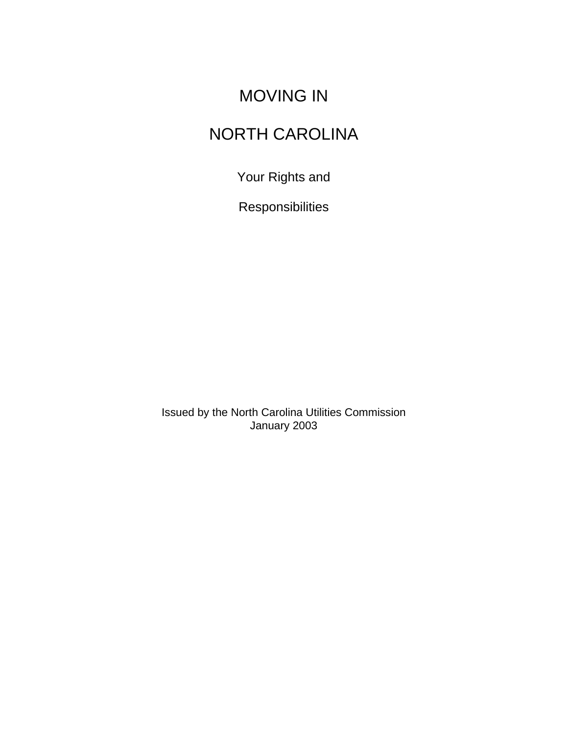# MOVING IN

# NORTH CAROLINA

## Your Rights and

## Responsibilities

Issued by the North Carolina Utilities Commission
January 2003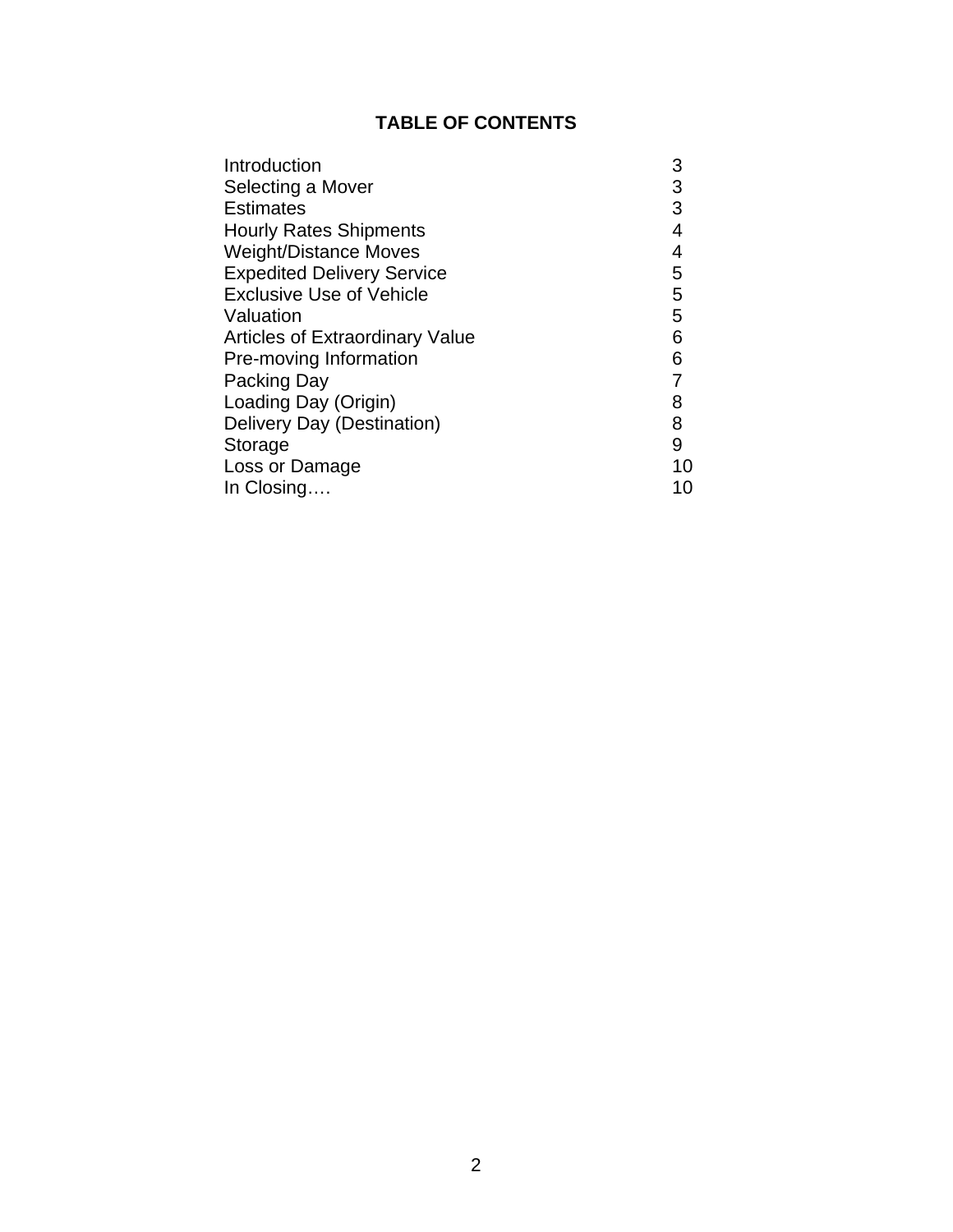# TABLE OF CONTENTS

| | |
|---|---|
| Introduction | 3 |
| Selecting a Mover | 3 |
| Estimates | 3 |
| Hourly Rates Shipments | 4 |
| Weight/Distance Moves | 4 |
| Expedited Delivery Service | 5 |
| Exclusive Use of Vehicle | 5 |
| Valuation | 5 |
| Articles of Extraordinary Value | 6 |
| Pre-moving Information | 6 |
| Packing Day | 7 |
| Loading Day (Origin) | 8 |
| Delivery Day (Destination) | 8 |
| Storage | 9 |
| Loss or Damage | 10 |
| In Closing…. | 10 |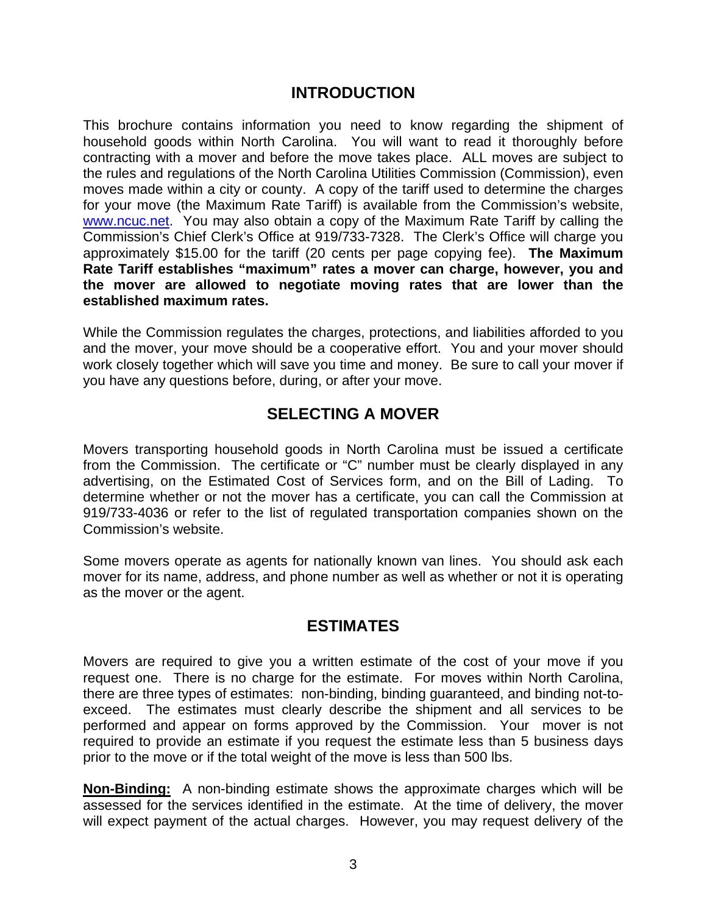## INTRODUCTION

This brochure contains information you need to know regarding the shipment of household goods within North Carolina. You will want to read it thoroughly before contracting with a mover and before the move takes place. ALL moves are subject to the rules and regulations of the North Carolina Utilities Commission (Commission), even moves made within a city or county. A copy of the tariff used to determine the charges for your move (the Maximum Rate Tariff) is available from the Commission's website, www.ncuc.net. You may also obtain a copy of the Maximum Rate Tariff by calling the Commission's Chief Clerk's Office at 919/733-7328. The Clerk's Office will charge you approximately $15.00 for the tariff (20 cents per page copying fee). **The Maximum Rate Tariff establishes "maximum" rates a mover can charge, however, you and the mover are allowed to negotiate moving rates that are lower than the established maximum rates.**

While the Commission regulates the charges, protections, and liabilities afforded to you and the mover, your move should be a cooperative effort. You and your mover should work closely together which will save you time and money. Be sure to call your mover if you have any questions before, during, or after your move.

## SELECTING A MOVER

Movers transporting household goods in North Carolina must be issued a certificate from the Commission. The certificate or "C" number must be clearly displayed in any advertising, on the Estimated Cost of Services form, and on the Bill of Lading. To determine whether or not the mover has a certificate, you can call the Commission at 919/733-4036 or refer to the list of regulated transportation companies shown on the Commission's website.

Some movers operate as agents for nationally known van lines. You should ask each mover for its name, address, and phone number as well as whether or not it is operating as the mover or the agent.

## ESTIMATES

Movers are required to give you a written estimate of the cost of your move if you request one. There is no charge for the estimate. For moves within North Carolina, there are three types of estimates: non-binding, binding guaranteed, and binding not-to-exceed. The estimates must clearly describe the shipment and all services to be performed and appear on forms approved by the Commission. Your mover is not required to provide an estimate if you request the estimate less than 5 business days prior to the move or if the total weight of the move is less than 500 lbs.

**Non-Binding:** A non-binding estimate shows the approximate charges which will be assessed for the services identified in the estimate. At the time of delivery, the mover will expect payment of the actual charges. However, you may request delivery of the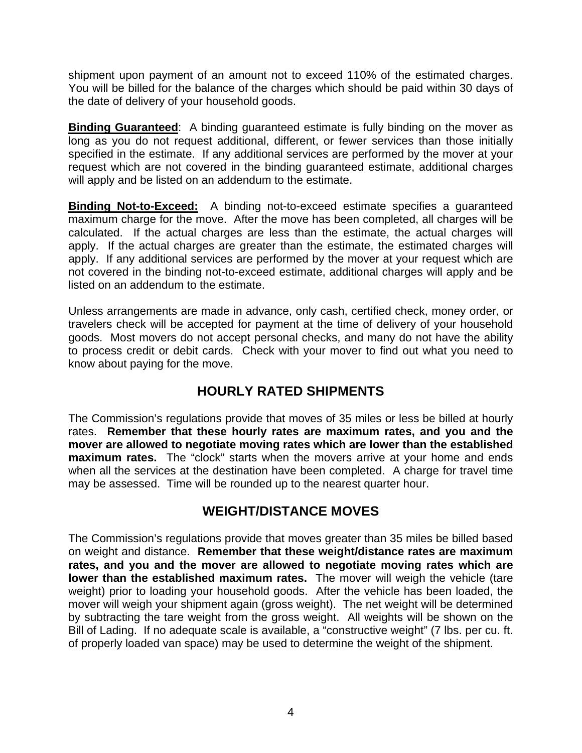shipment upon payment of an amount not to exceed 110% of the estimated charges. You will be billed for the balance of the charges which should be paid within 30 days of the date of delivery of your household goods.

**Binding Guaranteed**: A binding guaranteed estimate is fully binding on the mover as long as you do not request additional, different, or fewer services than those initially specified in the estimate. If any additional services are performed by the mover at your request which are not covered in the binding guaranteed estimate, additional charges will apply and be listed on an addendum to the estimate.

**Binding Not-to-Exceed:** A binding not-to-exceed estimate specifies a guaranteed maximum charge for the move. After the move has been completed, all charges will be calculated. If the actual charges are less than the estimate, the actual charges will apply. If the actual charges are greater than the estimate, the estimated charges will apply. If any additional services are performed by the mover at your request which are not covered in the binding not-to-exceed estimate, additional charges will apply and be listed on an addendum to the estimate.

Unless arrangements are made in advance, only cash, certified check, money order, or travelers check will be accepted for payment at the time of delivery of your household goods. Most movers do not accept personal checks, and many do not have the ability to process credit or debit cards. Check with your mover to find out what you need to know about paying for the move.

## HOURLY RATED SHIPMENTS

The Commission's regulations provide that moves of 35 miles or less be billed at hourly rates. **Remember that these hourly rates are maximum rates, and you and the mover are allowed to negotiate moving rates which are lower than the established maximum rates.** The "clock" starts when the movers arrive at your home and ends when all the services at the destination have been completed. A charge for travel time may be assessed. Time will be rounded up to the nearest quarter hour.

## WEIGHT/DISTANCE MOVES

The Commission's regulations provide that moves greater than 35 miles be billed based on weight and distance. **Remember that these weight/distance rates are maximum rates, and you and the mover are allowed to negotiate moving rates which are lower than the established maximum rates.** The mover will weigh the vehicle (tare weight) prior to loading your household goods. After the vehicle has been loaded, the mover will weigh your shipment again (gross weight). The net weight will be determined by subtracting the tare weight from the gross weight. All weights will be shown on the Bill of Lading. If no adequate scale is available, a "constructive weight" (7 lbs. per cu. ft. of properly loaded van space) may be used to determine the weight of the shipment.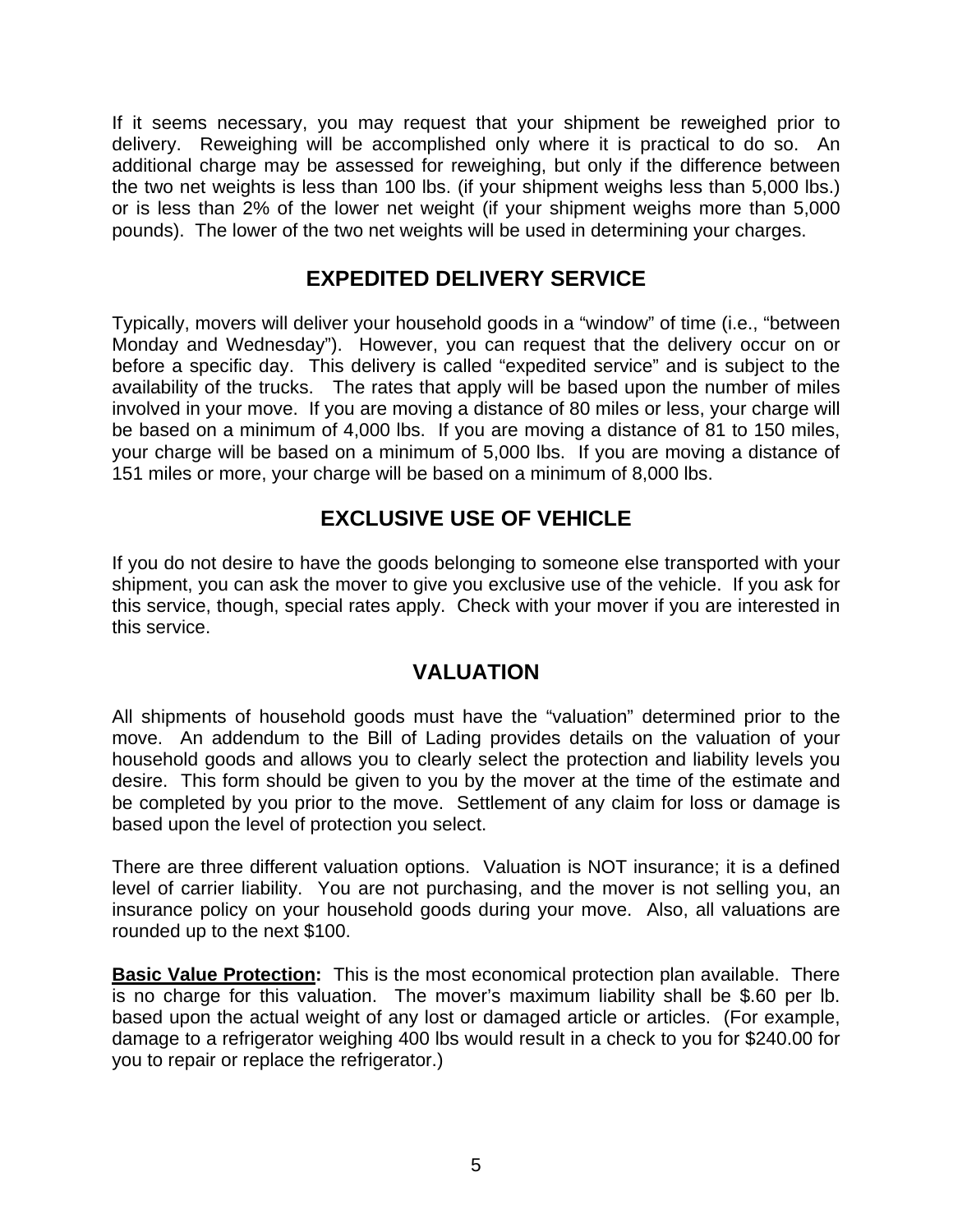If it seems necessary, you may request that your shipment be reweighed prior to delivery. Reweighing will be accomplished only where it is practical to do so. An additional charge may be assessed for reweighing, but only if the difference between the two net weights is less than 100 lbs. (if your shipment weighs less than 5,000 lbs.) or is less than 2% of the lower net weight (if your shipment weighs more than 5,000 pounds). The lower of the two net weights will be used in determining your charges.

## EXPEDITED DELIVERY SERVICE

Typically, movers will deliver your household goods in a "window" of time (i.e., "between Monday and Wednesday"). However, you can request that the delivery occur on or before a specific day. This delivery is called "expedited service" and is subject to the availability of the trucks. The rates that apply will be based upon the number of miles involved in your move. If you are moving a distance of 80 miles or less, your charge will be based on a minimum of 4,000 lbs. If you are moving a distance of 81 to 150 miles, your charge will be based on a minimum of 5,000 lbs. If you are moving a distance of 151 miles or more, your charge will be based on a minimum of 8,000 lbs.

## EXCLUSIVE USE OF VEHICLE

If you do not desire to have the goods belonging to someone else transported with your shipment, you can ask the mover to give you exclusive use of the vehicle. If you ask for this service, though, special rates apply. Check with your mover if you are interested in this service.

## VALUATION

All shipments of household goods must have the "valuation" determined prior to the move. An addendum to the Bill of Lading provides details on the valuation of your household goods and allows you to clearly select the protection and liability levels you desire. This form should be given to you by the mover at the time of the estimate and be completed by you prior to the move. Settlement of any claim for loss or damage is based upon the level of protection you select.

There are three different valuation options. Valuation is NOT insurance; it is a defined level of carrier liability. You are not purchasing, and the mover is not selling you, an insurance policy on your household goods during your move. Also, all valuations are rounded up to the next $100.

**Basic Value Protection:** This is the most economical protection plan available. There is no charge for this valuation. The mover's maximum liability shall be $.60 per lb. based upon the actual weight of any lost or damaged article or articles. (For example, damage to a refrigerator weighing 400 lbs would result in a check to you for $240.00 for you to repair or replace the refrigerator.)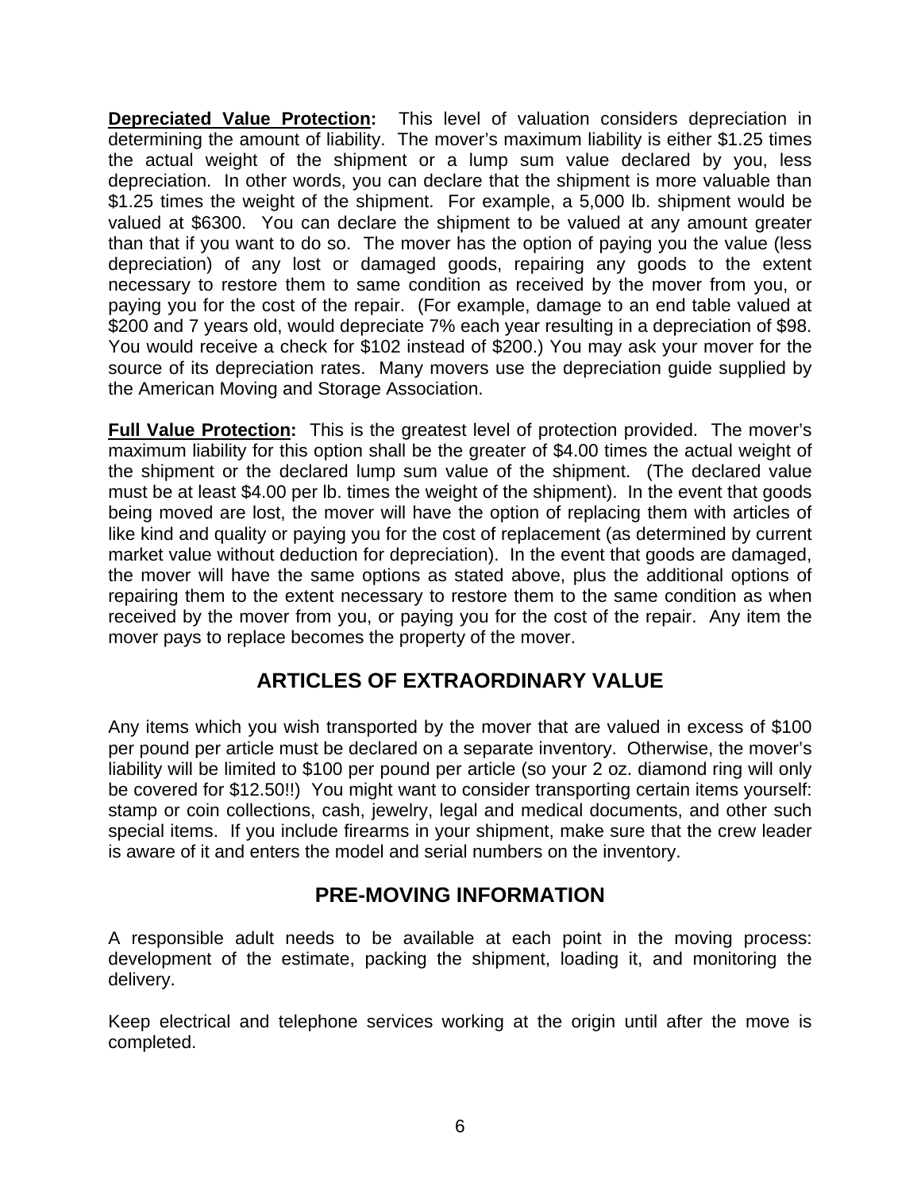**Depreciated Value Protection:** This level of valuation considers depreciation in determining the amount of liability. The mover's maximum liability is either $1.25 times the actual weight of the shipment or a lump sum value declared by you, less depreciation. In other words, you can declare that the shipment is more valuable than $1.25 times the weight of the shipment. For example, a 5,000 lb. shipment would be valued at $6300. You can declare the shipment to be valued at any amount greater than that if you want to do so. The mover has the option of paying you the value (less depreciation) of any lost or damaged goods, repairing any goods to the extent necessary to restore them to same condition as received by the mover from you, or paying you for the cost of the repair. (For example, damage to an end table valued at $200 and 7 years old, would depreciate 7% each year resulting in a depreciation of $98. You would receive a check for $102 instead of $200.) You may ask your mover for the source of its depreciation rates. Many movers use the depreciation guide supplied by the American Moving and Storage Association.

**Full Value Protection:** This is the greatest level of protection provided. The mover's maximum liability for this option shall be the greater of $4.00 times the actual weight of the shipment or the declared lump sum value of the shipment. (The declared value must be at least $4.00 per lb. times the weight of the shipment). In the event that goods being moved are lost, the mover will have the option of replacing them with articles of like kind and quality or paying you for the cost of replacement (as determined by current market value without deduction for depreciation). In the event that goods are damaged, the mover will have the same options as stated above, plus the additional options of repairing them to the extent necessary to restore them to the same condition as when received by the mover from you, or paying you for the cost of the repair. Any item the mover pays to replace becomes the property of the mover.

## ARTICLES OF EXTRAORDINARY VALUE

Any items which you wish transported by the mover that are valued in excess of $100 per pound per article must be declared on a separate inventory. Otherwise, the mover's liability will be limited to $100 per pound per article (so your 2 oz. diamond ring will only be covered for $12.50!!) You might want to consider transporting certain items yourself: stamp or coin collections, cash, jewelry, legal and medical documents, and other such special items. If you include firearms in your shipment, make sure that the crew leader is aware of it and enters the model and serial numbers on the inventory.

## PRE-MOVING INFORMATION

A responsible adult needs to be available at each point in the moving process: development of the estimate, packing the shipment, loading it, and monitoring the delivery.

Keep electrical and telephone services working at the origin until after the move is completed.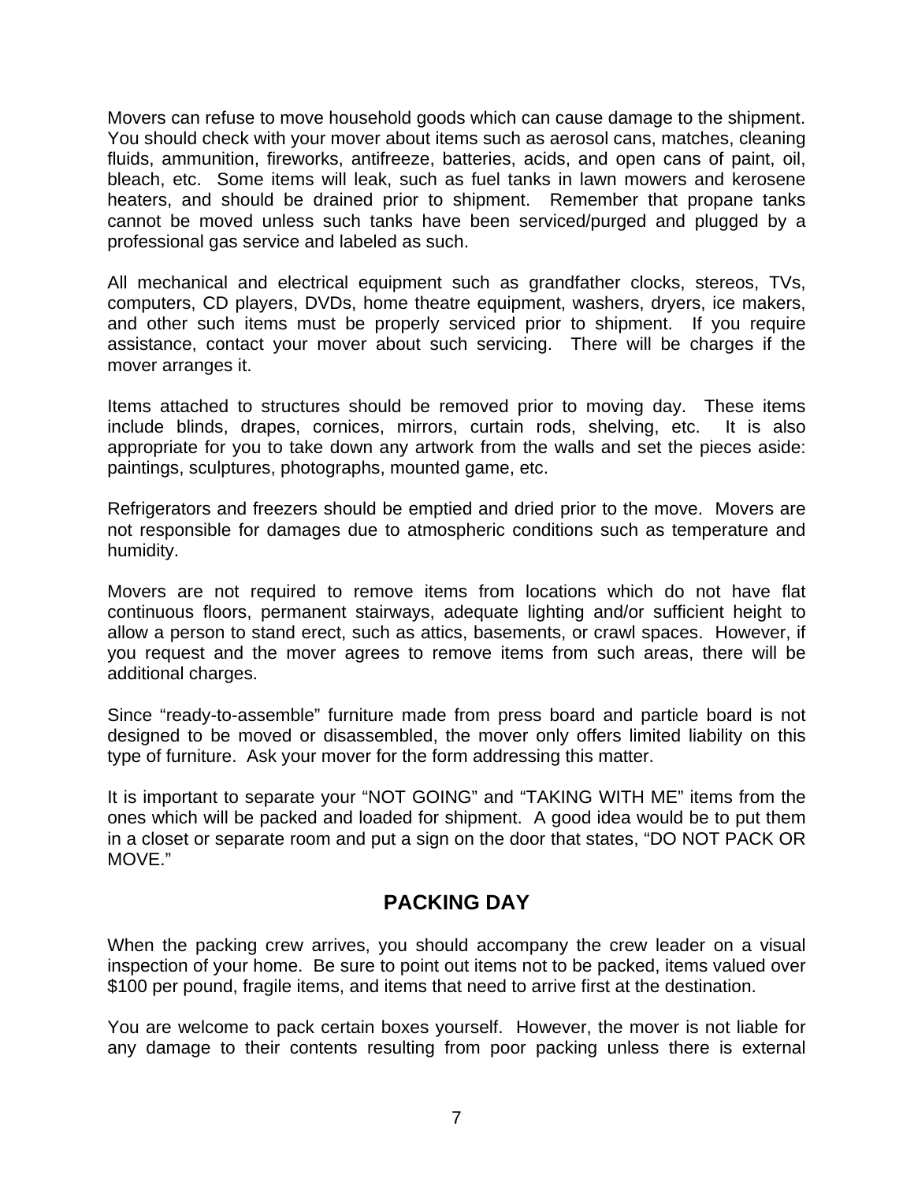Movers can refuse to move household goods which can cause damage to the shipment. You should check with your mover about items such as aerosol cans, matches, cleaning fluids, ammunition, fireworks, antifreeze, batteries, acids, and open cans of paint, oil, bleach, etc. Some items will leak, such as fuel tanks in lawn mowers and kerosene heaters, and should be drained prior to shipment. Remember that propane tanks cannot be moved unless such tanks have been serviced/purged and plugged by a professional gas service and labeled as such.

All mechanical and electrical equipment such as grandfather clocks, stereos, TVs, computers, CD players, DVDs, home theatre equipment, washers, dryers, ice makers, and other such items must be properly serviced prior to shipment. If you require assistance, contact your mover about such servicing. There will be charges if the mover arranges it.

Items attached to structures should be removed prior to moving day. These items include blinds, drapes, cornices, mirrors, curtain rods, shelving, etc. It is also appropriate for you to take down any artwork from the walls and set the pieces aside: paintings, sculptures, photographs, mounted game, etc.

Refrigerators and freezers should be emptied and dried prior to the move. Movers are not responsible for damages due to atmospheric conditions such as temperature and humidity.

Movers are not required to remove items from locations which do not have flat continuous floors, permanent stairways, adequate lighting and/or sufficient height to allow a person to stand erect, such as attics, basements, or crawl spaces. However, if you request and the mover agrees to remove items from such areas, there will be additional charges.

Since "ready-to-assemble" furniture made from press board and particle board is not designed to be moved or disassembled, the mover only offers limited liability on this type of furniture. Ask your mover for the form addressing this matter.

It is important to separate your "NOT GOING" and "TAKING WITH ME" items from the ones which will be packed and loaded for shipment. A good idea would be to put them in a closet or separate room and put a sign on the door that states, "DO NOT PACK OR MOVE."

## PACKING DAY

When the packing crew arrives, you should accompany the crew leader on a visual inspection of your home. Be sure to point out items not to be packed, items valued over $100 per pound, fragile items, and items that need to arrive first at the destination.

You are welcome to pack certain boxes yourself. However, the mover is not liable for any damage to their contents resulting from poor packing unless there is external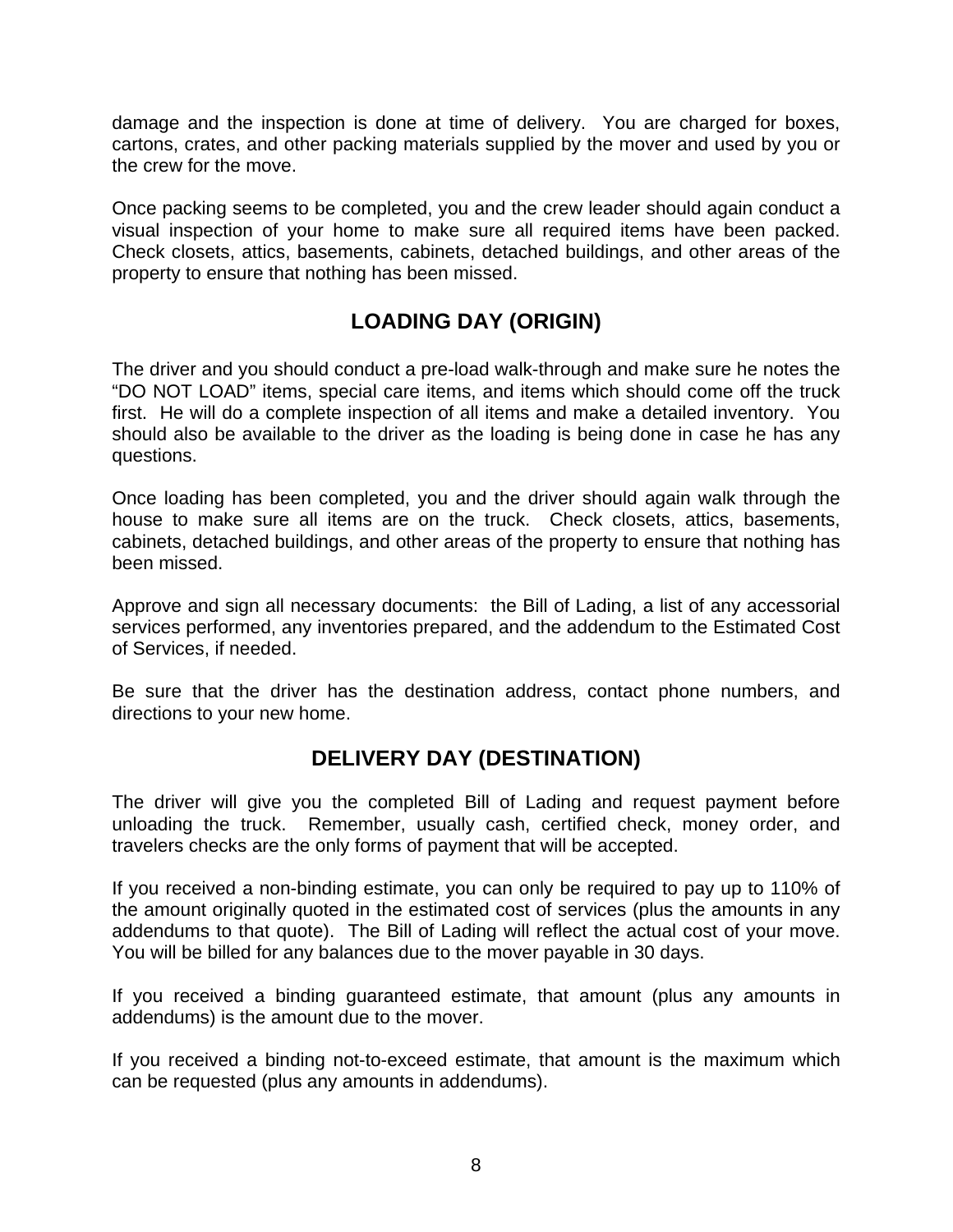damage and the inspection is done at time of delivery. You are charged for boxes, cartons, crates, and other packing materials supplied by the mover and used by you or the crew for the move.

Once packing seems to be completed, you and the crew leader should again conduct a visual inspection of your home to make sure all required items have been packed. Check closets, attics, basements, cabinets, detached buildings, and other areas of the property to ensure that nothing has been missed.

## LOADING DAY (ORIGIN)

The driver and you should conduct a pre-load walk-through and make sure he notes the "DO NOT LOAD" items, special care items, and items which should come off the truck first. He will do a complete inspection of all items and make a detailed inventory. You should also be available to the driver as the loading is being done in case he has any questions.

Once loading has been completed, you and the driver should again walk through the house to make sure all items are on the truck. Check closets, attics, basements, cabinets, detached buildings, and other areas of the property to ensure that nothing has been missed.

Approve and sign all necessary documents: the Bill of Lading, a list of any accessorial services performed, any inventories prepared, and the addendum to the Estimated Cost of Services, if needed.

Be sure that the driver has the destination address, contact phone numbers, and directions to your new home.

## DELIVERY DAY (DESTINATION)

The driver will give you the completed Bill of Lading and request payment before unloading the truck. Remember, usually cash, certified check, money order, and travelers checks are the only forms of payment that will be accepted.

If you received a non-binding estimate, you can only be required to pay up to 110% of the amount originally quoted in the estimated cost of services (plus the amounts in any addendums to that quote). The Bill of Lading will reflect the actual cost of your move. You will be billed for any balances due to the mover payable in 30 days.

If you received a binding guaranteed estimate, that amount (plus any amounts in addendums) is the amount due to the mover.

If you received a binding not-to-exceed estimate, that amount is the maximum which can be requested (plus any amounts in addendums).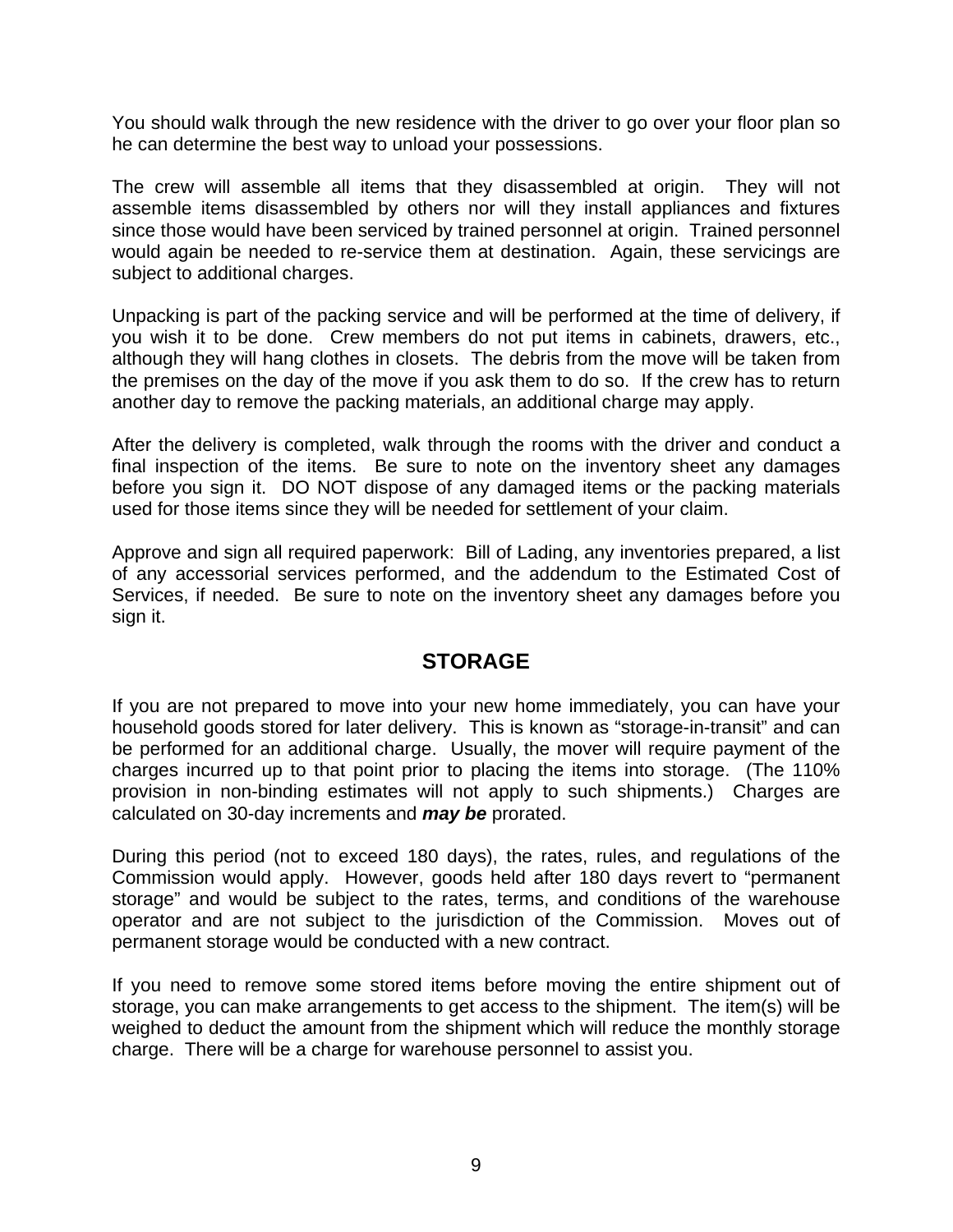You should walk through the new residence with the driver to go over your floor plan so he can determine the best way to unload your possessions.

The crew will assemble all items that they disassembled at origin. They will not assemble items disassembled by others nor will they install appliances and fixtures since those would have been serviced by trained personnel at origin. Trained personnel would again be needed to re-service them at destination. Again, these servicings are subject to additional charges.

Unpacking is part of the packing service and will be performed at the time of delivery, if you wish it to be done. Crew members do not put items in cabinets, drawers, etc., although they will hang clothes in closets. The debris from the move will be taken from the premises on the day of the move if you ask them to do so. If the crew has to return another day to remove the packing materials, an additional charge may apply.

After the delivery is completed, walk through the rooms with the driver and conduct a final inspection of the items. Be sure to note on the inventory sheet any damages before you sign it. DO NOT dispose of any damaged items or the packing materials used for those items since they will be needed for settlement of your claim.

Approve and sign all required paperwork: Bill of Lading, any inventories prepared, a list of any accessorial services performed, and the addendum to the Estimated Cost of Services, if needed. Be sure to note on the inventory sheet any damages before you sign it.

## STORAGE

If you are not prepared to move into your new home immediately, you can have your household goods stored for later delivery. This is known as “storage-in-transit” and can be performed for an additional charge. Usually, the mover will require payment of the charges incurred up to that point prior to placing the items into storage. (The 110% provision in non-binding estimates will not apply to such shipments.) Charges are calculated on 30-day increments and ***may be*** prorated.

During this period (not to exceed 180 days), the rates, rules, and regulations of the Commission would apply. However, goods held after 180 days revert to “permanent storage” and would be subject to the rates, terms, and conditions of the warehouse operator and are not subject to the jurisdiction of the Commission. Moves out of permanent storage would be conducted with a new contract.

If you need to remove some stored items before moving the entire shipment out of storage, you can make arrangements to get access to the shipment. The item(s) will be weighed to deduct the amount from the shipment which will reduce the monthly storage charge. There will be a charge for warehouse personnel to assist you.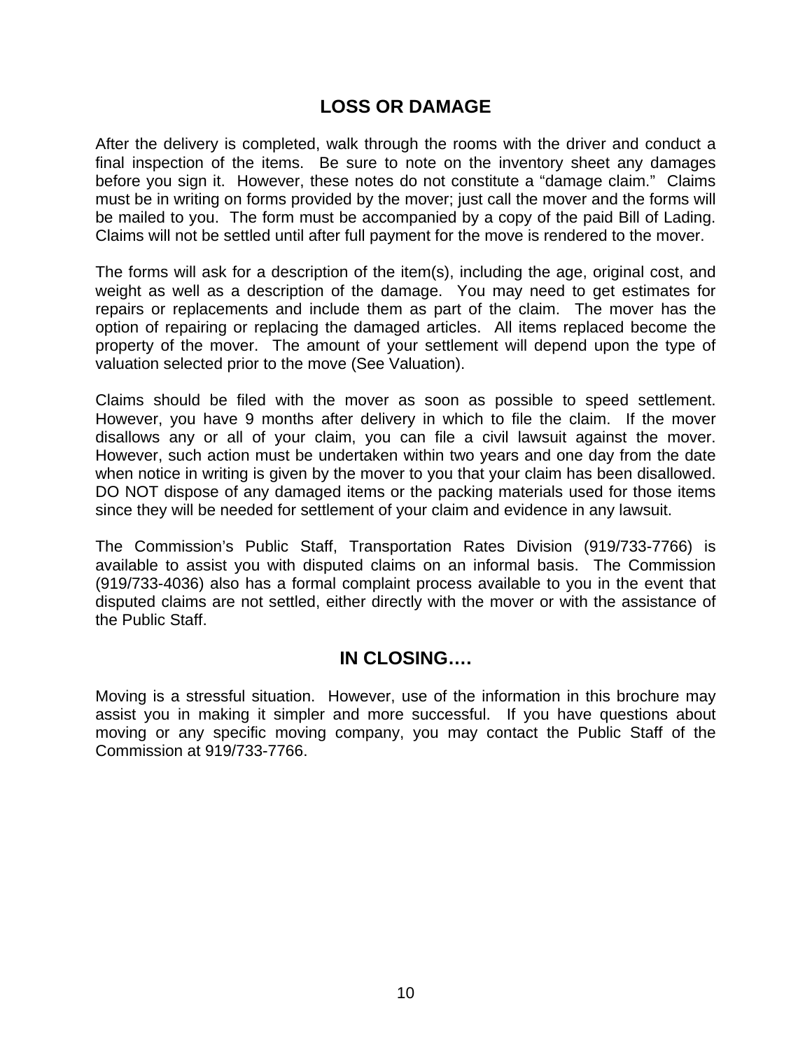## LOSS OR DAMAGE

After the delivery is completed, walk through the rooms with the driver and conduct a final inspection of the items. Be sure to note on the inventory sheet any damages before you sign it. However, these notes do not constitute a "damage claim." Claims must be in writing on forms provided by the mover; just call the mover and the forms will be mailed to you. The form must be accompanied by a copy of the paid Bill of Lading. Claims will not be settled until after full payment for the move is rendered to the mover.

The forms will ask for a description of the item(s), including the age, original cost, and weight as well as a description of the damage. You may need to get estimates for repairs or replacements and include them as part of the claim. The mover has the option of repairing or replacing the damaged articles. All items replaced become the property of the mover. The amount of your settlement will depend upon the type of valuation selected prior to the move (See Valuation).

Claims should be filed with the mover as soon as possible to speed settlement. However, you have 9 months after delivery in which to file the claim. If the mover disallows any or all of your claim, you can file a civil lawsuit against the mover. However, such action must be undertaken within two years and one day from the date when notice in writing is given by the mover to you that your claim has been disallowed. DO NOT dispose of any damaged items or the packing materials used for those items since they will be needed for settlement of your claim and evidence in any lawsuit.

The Commission's Public Staff, Transportation Rates Division (919/733-7766) is available to assist you with disputed claims on an informal basis. The Commission (919/733-4036) also has a formal complaint process available to you in the event that disputed claims are not settled, either directly with the mover or with the assistance of the Public Staff.

## IN CLOSING….

Moving is a stressful situation. However, use of the information in this brochure may assist you in making it simpler and more successful. If you have questions about moving or any specific moving company, you may contact the Public Staff of the Commission at 919/733-7766.